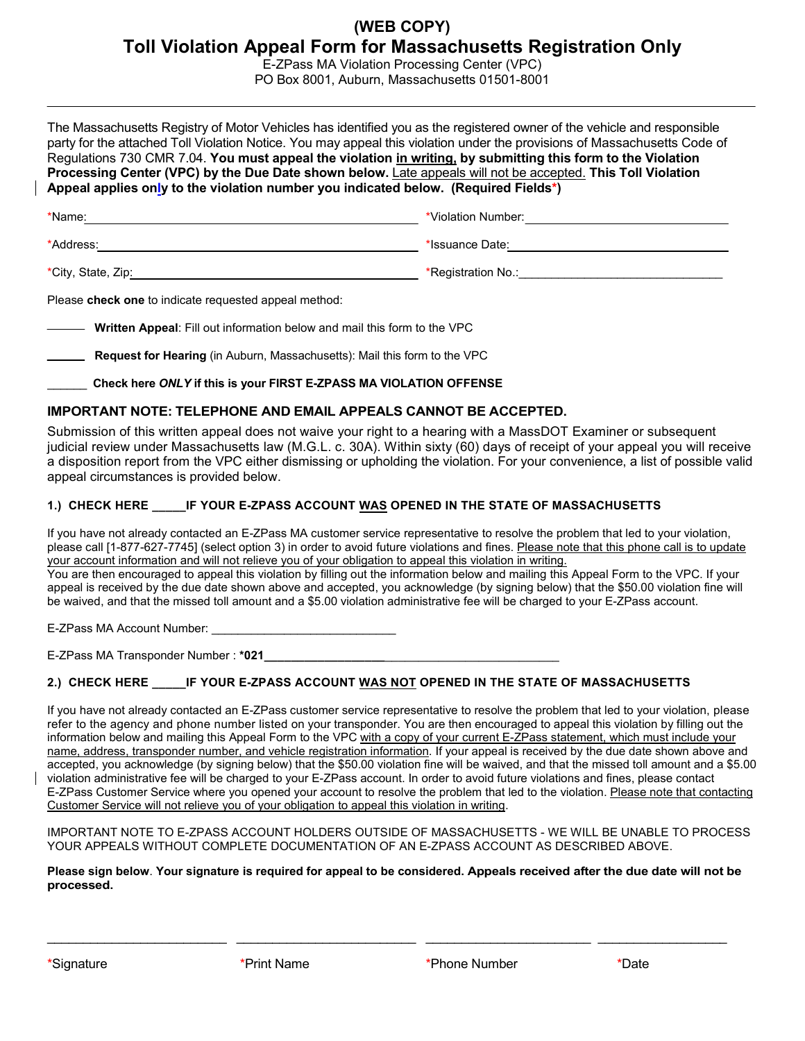# (WEB COPY)

# Toll Violation Appeal Form for Massachusetts Registration Only

E-ZPass MA Violation Processing Center (VPC)
PO Box 8001, Auburn, Massachusetts 01501-8001

---

The Massachusetts Registry of Motor Vehicles has identified you as the registered owner of the vehicle and responsible party for the attached Toll Violation Notice. You may appeal this violation under the provisions of Massachusetts Code of Regulations 730 CMR 7.04. **You must appeal the violation in writing, by submitting this form to the Violation Processing Center (VPC) by the Due Date shown below.** Late appeals will not be accepted. **This Toll Violation Appeal applies only to the violation number you indicated below. (Required Fields*)**

*Name: ______________________________ *Violation Number: ______________________________

*Address: ______________________________ *Issuance Date: ______________________________

*City, State, Zip: ______________________________ *Registration No.: ______________________________

Please **check one** to indicate requested appeal method:

______ **Written Appeal**: Fill out information below and mail this form to the VPC

______ **Request for Hearing** (in Auburn, Massachusetts): Mail this form to the VPC

______ **Check here *ONLY* if this is your FIRST E-ZPASS MA VIOLATION OFFENSE**

## IMPORTANT NOTE: TELEPHONE AND EMAIL APPEALS CANNOT BE ACCEPTED.

Submission of this written appeal does not waive your right to a hearing with a MassDOT Examiner or subsequent judicial review under Massachusetts law (M.G.L. c. 30A). Within sixty (60) days of receipt of your appeal you will receive a disposition report from the VPC either dismissing or upholding the violation. For your convenience, a list of possible valid appeal circumstances is provided below.

### 1.) CHECK HERE _____IF YOUR E-ZPASS ACCOUNT WAS OPENED IN THE STATE OF MASSACHUSETTS

If you have not already contacted an E-ZPass MA customer service representative to resolve the problem that led to your violation, please call [1-877-627-7745] (select option 3) in order to avoid future violations and fines. Please note that this phone call is to update your account information and will not relieve you of your obligation to appeal this violation in writing.
You are then encouraged to appeal this violation by filling out the information below and mailing this Appeal Form to the VPC. If your appeal is received by the due date shown above and accepted, you acknowledge (by signing below) that the $50.00 violation fine will be waived, and that the missed toll amount and a $5.00 violation administrative fee will be charged to your E-ZPass account.

E-ZPass MA Account Number: ____________________________

E-ZPass MA Transponder Number : ***021**____________________________________________

### 2.) CHECK HERE _____IF YOUR E-ZPASS ACCOUNT WAS NOT OPENED IN THE STATE OF MASSACHUSETTS

If you have not already contacted an E-ZPass customer service representative to resolve the problem that led to your violation, please refer to the agency and phone number listed on your transponder. You are then encouraged to appeal this violation by filling out the information below and mailing this Appeal Form to the VPC with a copy of your current E-ZPass statement, which must include your name, address, transponder number, and vehicle registration information. If your appeal is received by the due date shown above and accepted, you acknowledge (by signing below) that the $50.00 violation fine will be waived, and that the missed toll amount and a $5.00 violation administrative fee will be charged to your E-ZPass account. In order to avoid future violations and fines, please contact E-ZPass Customer Service where you opened your account to resolve the problem that led to the violation. Please note that contacting Customer Service will not relieve you of your obligation to appeal this violation in writing.

IMPORTANT NOTE TO E-ZPASS ACCOUNT HOLDERS OUTSIDE OF MASSACHUSETTS - WE WILL BE UNABLE TO PROCESS YOUR APPEALS WITHOUT COMPLETE DOCUMENTATION OF AN E-ZPASS ACCOUNT AS DESCRIBED ABOVE.

**Please sign below**. **Your signature is required for appeal to be considered. Appeals received after the due date will not be processed.**

_________________________ _________________________ _______________________ __________________

*Signature *Print Name *Phone Number *Date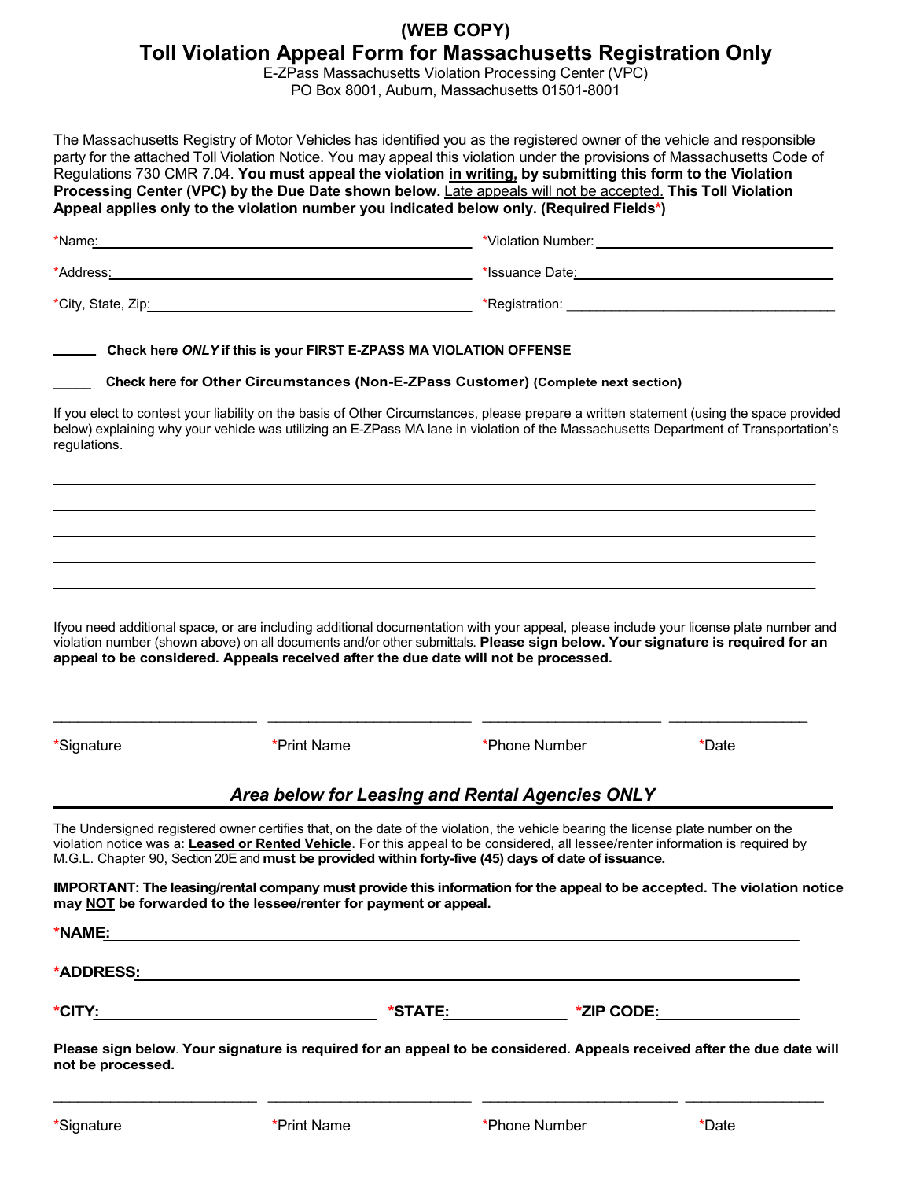# (WEB COPY)

# Toll Violation Appeal Form for Massachusetts Registration Only

E-ZPass Massachusetts Violation Processing Center (VPC)
PO Box 8001, Auburn, Massachusetts 01501-8001

---

The Massachusetts Registry of Motor Vehicles has identified you as the registered owner of the vehicle and responsible party for the attached Toll Violation Notice. You may appeal this violation under the provisions of Massachusetts Code of Regulations 730 CMR 7.04. **You must appeal the violation in writing, by submitting this form to the Violation Processing Center (VPC) by the Due Date shown below.** Late appeals will not be accepted. **This Toll Violation Appeal applies only to the violation number you indicated below only. (Required Fields*)**

*Name: ______________________________ *Violation Number: ______________________________

*Address: ______________________________ *Issuance Date: ______________________________

*City, State, Zip: ______________________________ *Registration: ______________________________

______ **Check here *ONLY* if this is your FIRST E-ZPASS MA VIOLATION OFFENSE**

_____ **Check here for Other Circumstances (Non-E-ZPass Customer) (Complete next section)**

If you elect to contest your liability on the basis of Other Circumstances, please prepare a written statement (using the space provided below) explaining why your vehicle was utilizing an E-ZPass MA lane in violation of the Massachusetts Department of Transportation's regulations.

______________________________________________________________________

______________________________________________________________________

______________________________________________________________________

______________________________________________________________________

______________________________________________________________________

Ifyou need additional space, or are including additional documentation with your appeal, please include your license plate number and violation number (shown above) on all documents and/or other submittals. **Please sign below. Your signature is required for an appeal to be considered. Appeals received after the due date will not be processed.**

| | | | |
|---|---|---|---|
| ____________________ | ____________________ | ____________________ | ____________________ |
| *Signature | *Print Name | *Phone Number | *Date |

## *Area below for Leasing and Rental Agencies ONLY*

The Undersigned registered owner certifies that, on the date of the violation, the vehicle bearing the license plate number on the violation notice was a: **Leased or Rented Vehicle**. For this appeal to be considered, all lessee/renter information is required by M.G.L. Chapter 90, Section 20E and **must be provided within forty-five (45) days of date of issuance.**

**IMPORTANT: The leasing/rental company must provide this information for the appeal to be accepted. The violation notice may NOT be forwarded to the lessee/renter for payment or appeal.**

***NAME:** ______________________________________________________________________

***ADDRESS:** ______________________________________________________________________

***CITY:** ______________________________ ***STATE:** ______________ ***ZIP CODE:** ______________

**Please sign below. Your signature is required for an appeal to be considered. Appeals received after the due date will not be processed.**

| | | | |
|---|---|---|---|
| ____________________ | ____________________ | ____________________ | ____________________ |
| *Signature | *Print Name | *Phone Number | *Date |